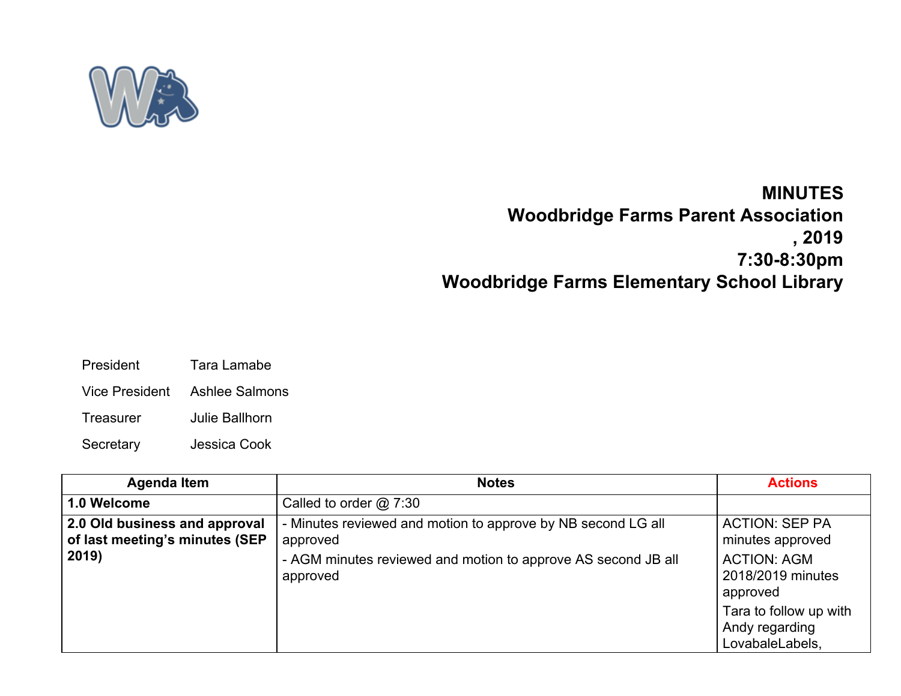**MINUTES**
**Woodbridge Farms Parent Association**
**, 2019**
**7:30-8:30pm**
**Woodbridge Farms Elementary School Library**

President Tara Lamabe

Vice President Ashlee Salmons

Treasurer Julie Ballhorn

Secretary Jessica Cook

| Agenda Item | Notes | Actions |
|---|---|---|
| **1.0 Welcome** | Called to order @ 7:30 | |
| **2.0 Old business and approval of last meeting's minutes (SEP 2019)** | - Minutes reviewed and motion to approve by NB second LG all approved<br>- AGM minutes reviewed and motion to approve AS second JB all approved | ACTION: SEP PA minutes approved<br>ACTION: AGM 2018/2019 minutes approved<br>Tara to follow up with Andy regarding LovabaleLabels, |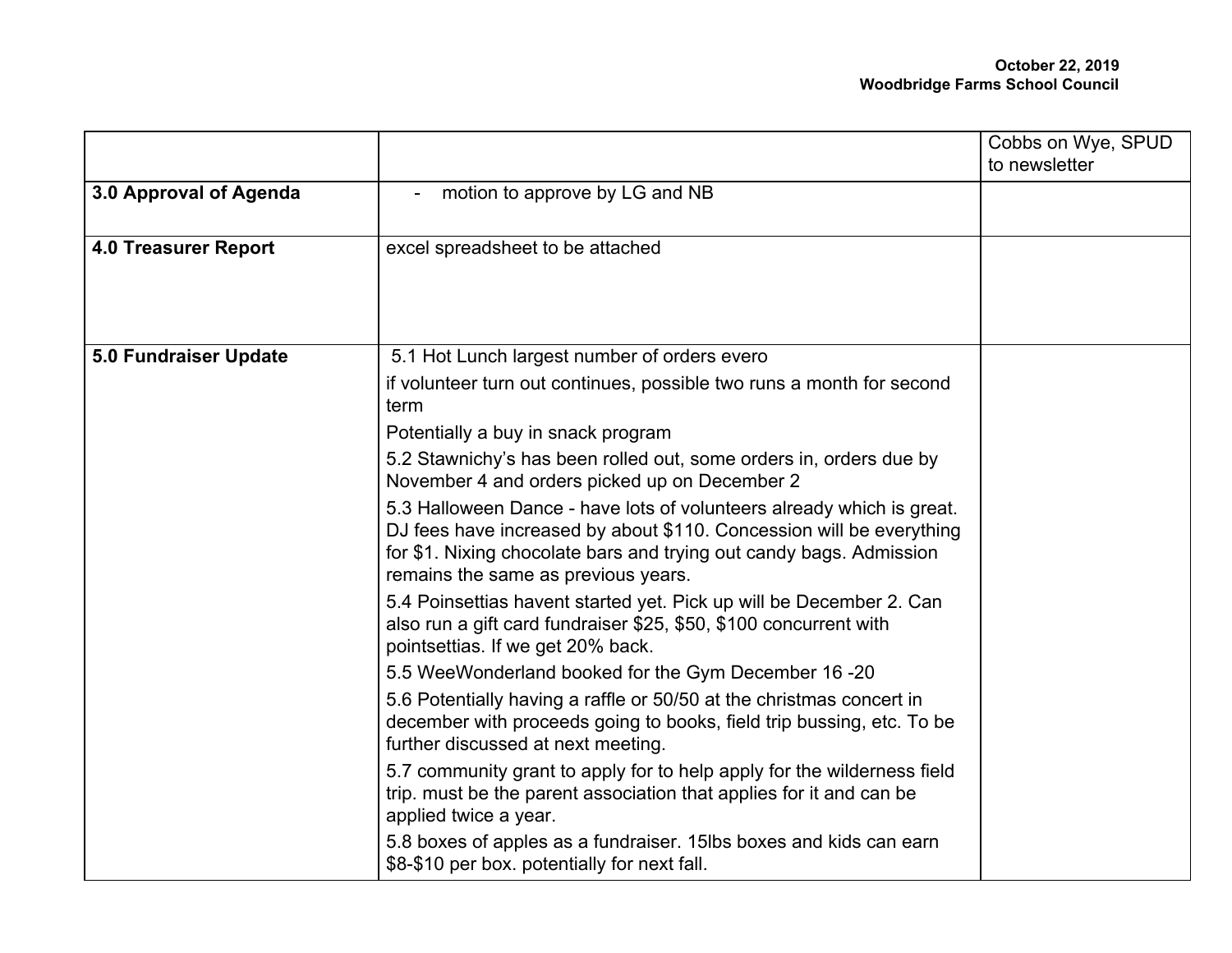| | | Cobbs on Wye, SPUD to newsletter |
|---|---|---|
| **3.0 Approval of Agenda** | - motion to approve by LG and NB | |
| **4.0 Treasurer Report** | excel spreadsheet to be attached | |
| **5.0 Fundraiser Update** | 5.1 Hot Lunch largest number of orders evero<br>if volunteer turn out continues, possible two runs a month for second term<br>Potentially a buy in snack program<br>5.2 Stawnichy's has been rolled out, some orders in, orders due by November 4 and orders picked up on December 2<br>5.3 Halloween Dance - have lots of volunteers already which is great. DJ fees have increased by about $110. Concession will be everything for $1. Nixing chocolate bars and trying out candy bags. Admission remains the same as previous years.<br>5.4 Poinsettias havent started yet. Pick up will be December 2. Can also run a gift card fundraiser $25, $50, $100 concurrent with pointsettias. If we get 20% back.<br>5.5 WeeWonderland booked for the Gym December 16 -20<br>5.6 Potentially having a raffle or 50/50 at the christmas concert in december with proceeds going to books, field trip bussing, etc. To be further discussed at next meeting.<br>5.7 community grant to apply for to help apply for the wilderness field trip. must be the parent association that applies for it and can be applied twice a year.<br>5.8 boxes of apples as a fundraiser. 15lbs boxes and kids can earn $8-$10 per box. potentially for next fall. | |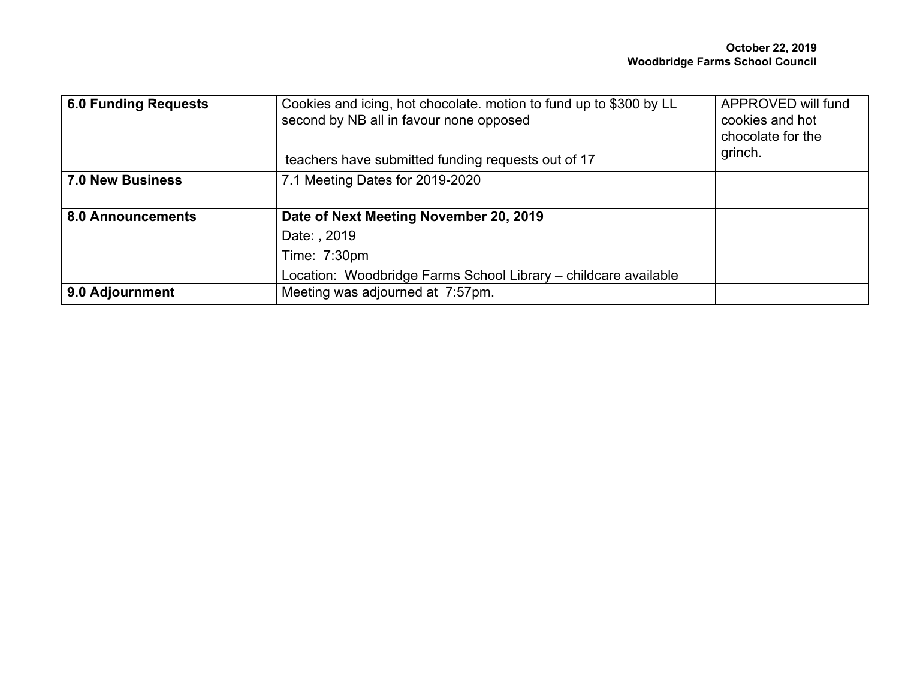| 6.0 Funding Requests | Cookies and icing, hot chocolate. motion to fund up to $300 by LL second by NB all in favour none opposed<br><br>teachers have submitted funding requests out of 17 | APPROVED will fund cookies and hot chocolate for the grinch. |
|---|---|---|
| **7.0 New Business** | 7.1 Meeting Dates for 2019-2020 | |
| **8.0 Announcements** | **Date of Next Meeting November 20, 2019**<br>Date: , 2019<br>Time: 7:30pm<br>Location: Woodbridge Farms School Library – childcare available | |
| **9.0 Adjournment** | Meeting was adjourned at 7:57pm. | |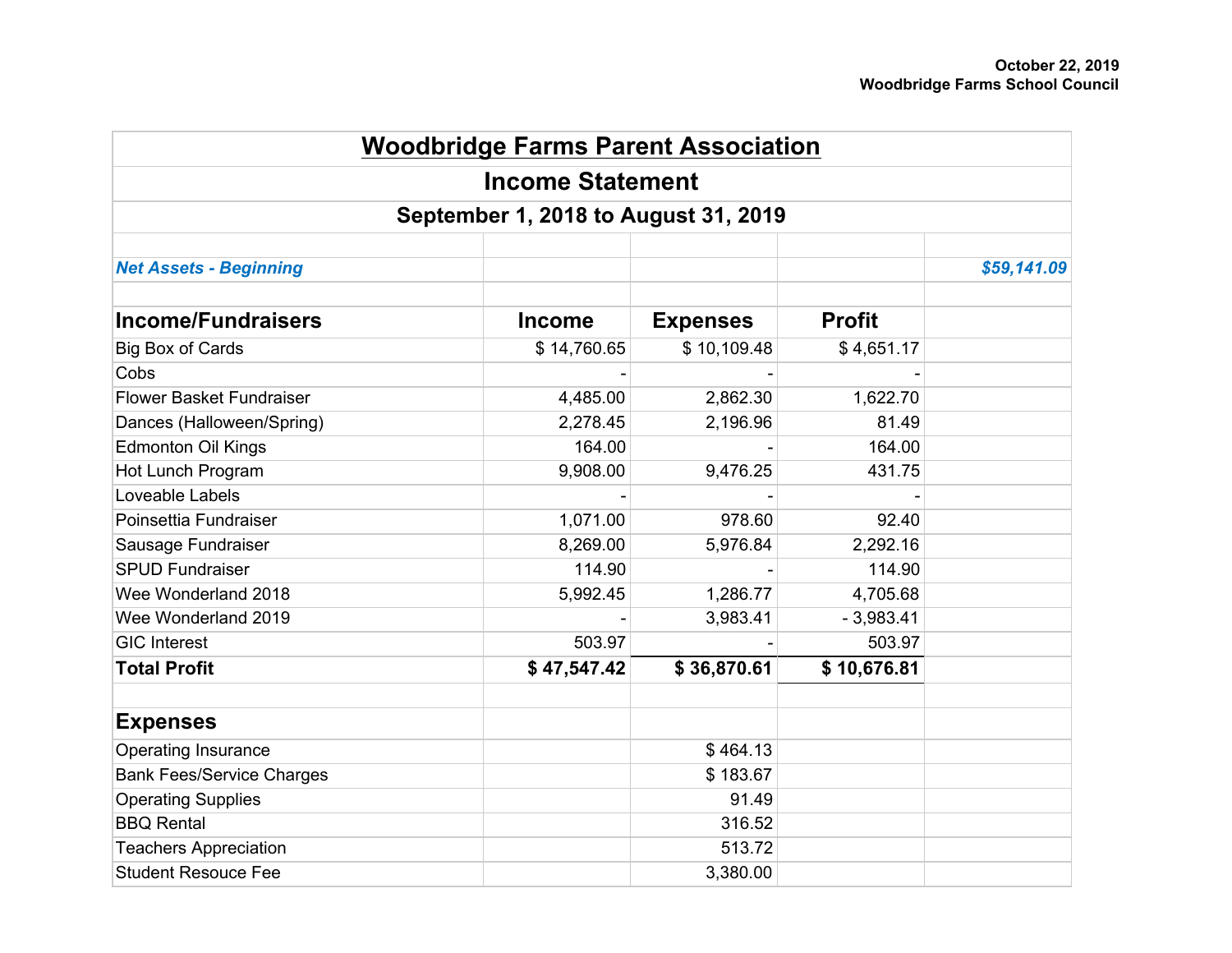October 22, 2019
Woodbridge Farms School Council

# Woodbridge Farms Parent Association

## Income Statement

### September 1, 2018 to August 31, 2019

| | | | | |
|---|---|---|---|---|
| ***Net Assets - Beginning*** | | | | ***$59,141.09*** |
| | | | | |
| **Income/Fundraisers** | **Income** | **Expenses** | **Profit** | |
| Big Box of Cards | $ 14,760.65 | $ 10,109.48 | $ 4,651.17 | |
| Cobs | - | - | - | |
| Flower Basket Fundraiser | 4,485.00 | 2,862.30 | 1,622.70 | |
| Dances (Halloween/Spring) | 2,278.45 | 2,196.96 | 81.49 | |
| Edmonton Oil Kings | 164.00 | - | 164.00 | |
| Hot Lunch Program | 9,908.00 | 9,476.25 | 431.75 | |
| Loveable Labels | - | - | - | |
| Poinsettia Fundraiser | 1,071.00 | 978.60 | 92.40 | |
| Sausage Fundraiser | 8,269.00 | 5,976.84 | 2,292.16 | |
| SPUD Fundraiser | 114.90 | - | 114.90 | |
| Wee Wonderland 2018 | 5,992.45 | 1,286.77 | 4,705.68 | |
| Wee Wonderland 2019 | - | 3,983.41 | - 3,983.41 | |
| GIC Interest | 503.97 | - | 503.97 | |
| **Total Profit** | **$ 47,547.42** | **$ 36,870.61** | **$ 10,676.81** | |
| | | | | |
| **Expenses** | | | | |
| Operating Insurance | | $ 464.13 | | |
| Bank Fees/Service Charges | | $ 183.67 | | |
| Operating Supplies | | 91.49 | | |
| BBQ Rental | | 316.52 | | |
| Teachers Appreciation | | 513.72 | | |
| Student Resouce Fee | | 3,380.00 | | |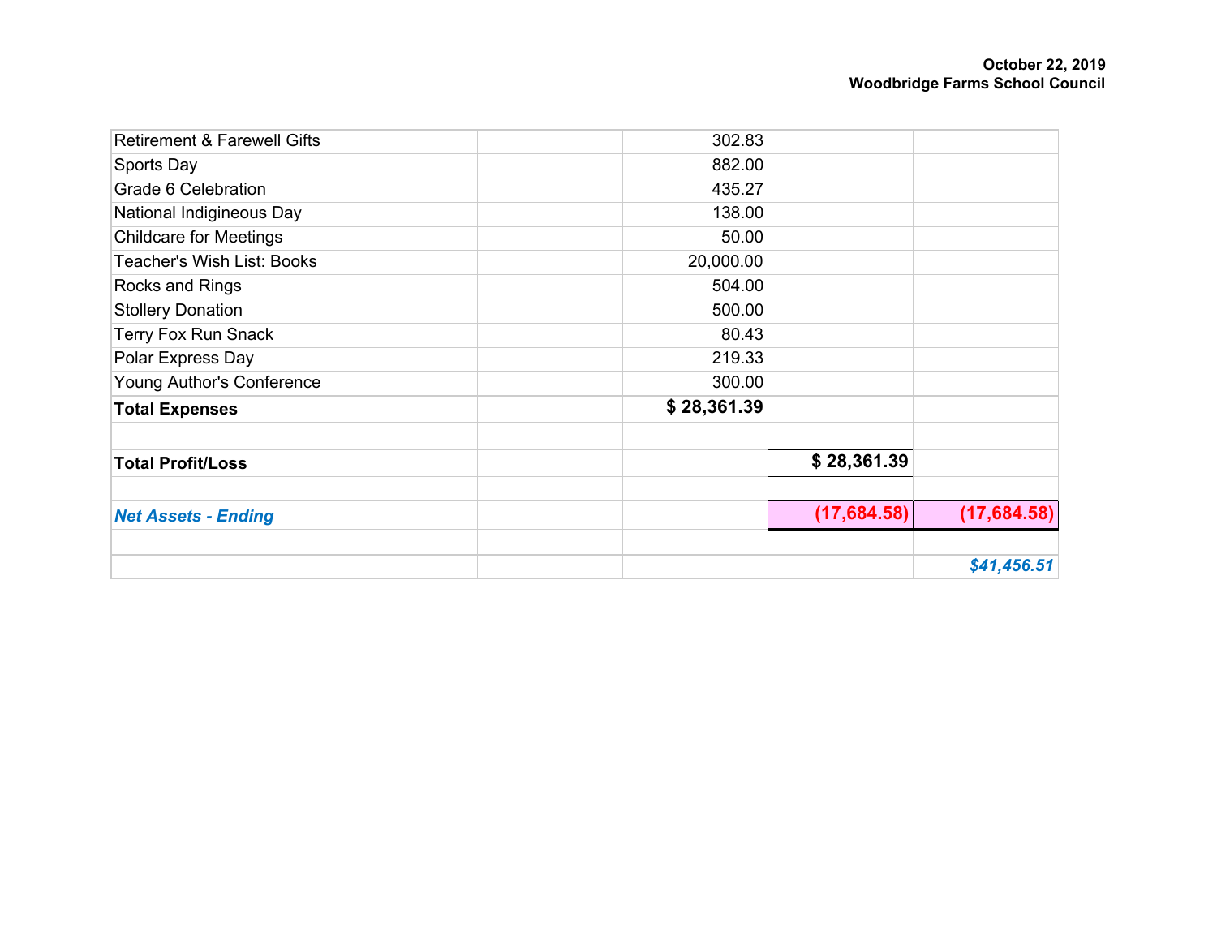**October 22, 2019**
**Woodbridge Farms School Council**

| | | | | |
|---|---|---|---|---|
| Retirement & Farewell Gifts | | 302.83 | | |
| Sports Day | | 882.00 | | |
| Grade 6 Celebration | | 435.27 | | |
| National Indigineous Day | | 138.00 | | |
| Childcare for Meetings | | 50.00 | | |
| Teacher's Wish List: Books | | 20,000.00 | | |
| Rocks and Rings | | 504.00 | | |
| Stollery Donation | | 500.00 | | |
| Terry Fox Run Snack | | 80.43 | | |
| Polar Express Day | | 219.33 | | |
| Young Author's Conference | | 300.00 | | |
| **Total Expenses** | | **$ 28,361.39** | | |
| | | | | |
| **Total Profit/Loss** | | | **$ 28,361.39** | |
| | | | | |
| ***Net Assets - Ending*** | | | **(17,684.58)** | **(17,684.58)** |
| | | | | |
| | | | | ***$41,456.51*** |